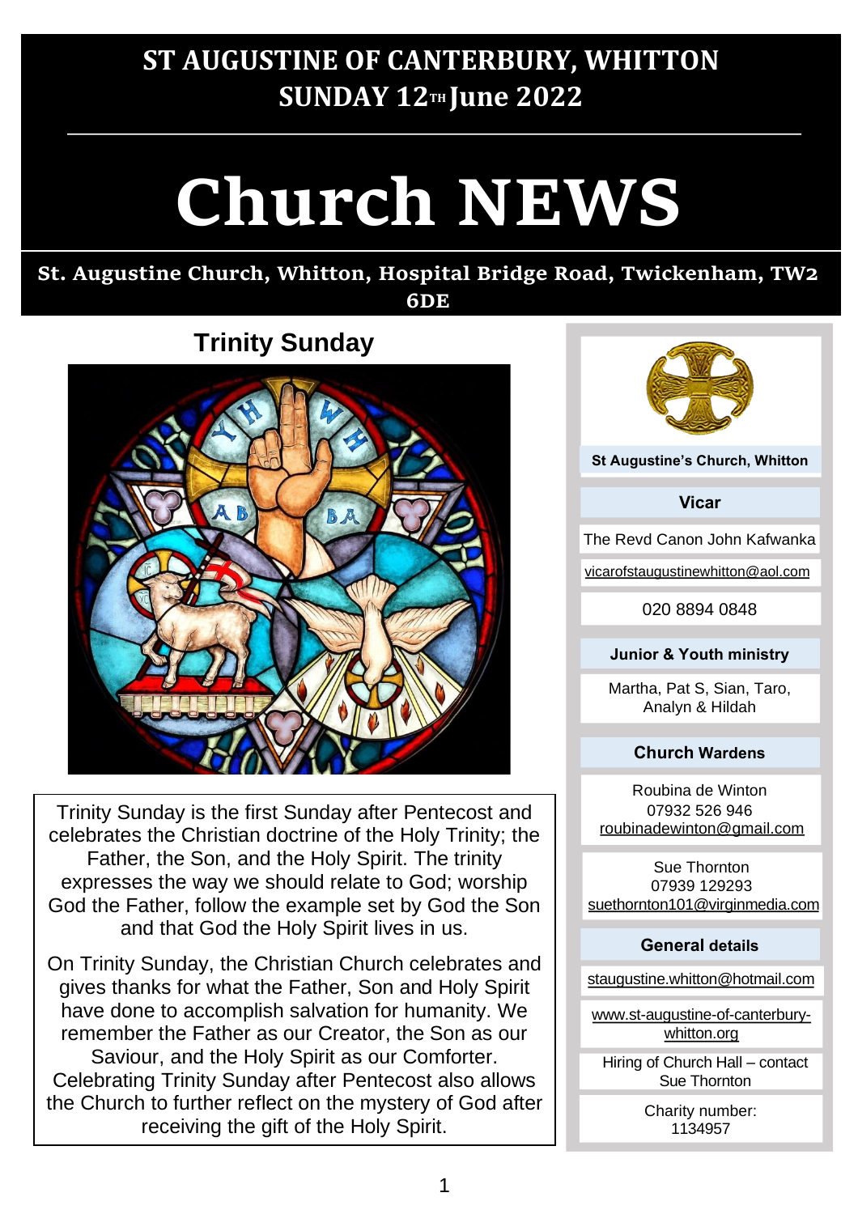# ST AUGUSTINE OF CANTERBURY, WHITTON

## SUNDAY 12TH June 2022

# Church NEWS

**St. Augustine Church, Whitton, Hospital Bridge Road, Twickenham, TW2 6DE**

## Trinity Sunday

Trinity Sunday is the first Sunday after Pentecost and celebrates the Christian doctrine of the Holy Trinity; the Father, the Son, and the Holy Spirit. The trinity expresses the way we should relate to God; worship God the Father, follow the example set by God the Son and that God the Holy Spirit lives in us.

On Trinity Sunday, the Christian Church celebrates and gives thanks for what the Father, Son and Holy Spirit have done to accomplish salvation for humanity. We remember the Father as our Creator, the Son as our Saviour, and the Holy Spirit as our Comforter. Celebrating Trinity Sunday after Pentecost also allows the Church to further reflect on the mystery of God after receiving the gift of the Holy Spirit.

**St Augustine's Church, Whitton**

**Vicar**

The Revd Canon John Kafwanka

vicarofstaugustinewhitton@aol.com

020 8894 0848

**Junior & Youth ministry**

Martha, Pat S, Sian, Taro, Analyn & Hildah

**Church Wardens**

Roubina de Winton
07932 526 946
roubinadewinton@gmail.com

Sue Thornton
07939 129293
suethornton101@virginmedia.com

**General details**

staugustine.whitton@hotmail.com

www.st-augustine-of-canterbury-whitton.org

Hiring of Church Hall – contact Sue Thornton

Charity number: 1134957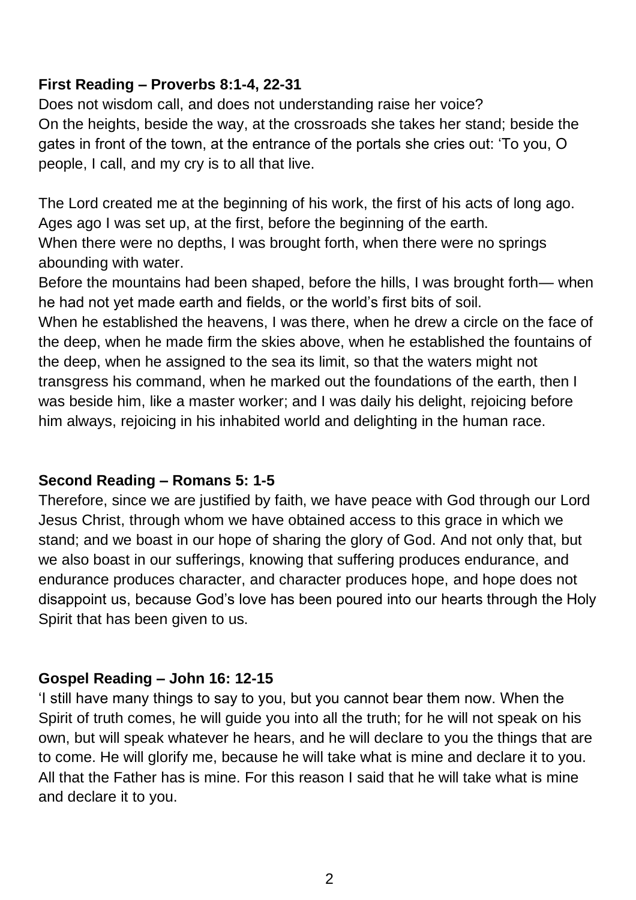**First Reading – Proverbs 8:1-4, 22-31**

Does not wisdom call, and does not understanding raise her voice?
On the heights, beside the way, at the crossroads she takes her stand; beside the gates in front of the town, at the entrance of the portals she cries out: 'To you, O people, I call, and my cry is to all that live.

The Lord created me at the beginning of his work, the first of his acts of long ago.
Ages ago I was set up, at the first, before the beginning of the earth.
When there were no depths, I was brought forth, when there were no springs abounding with water.
Before the mountains had been shaped, before the hills, I was brought forth— when he had not yet made earth and fields, or the world's first bits of soil.
When he established the heavens, I was there, when he drew a circle on the face of the deep, when he made firm the skies above, when he established the fountains of the deep, when he assigned to the sea its limit, so that the waters might not transgress his command, when he marked out the foundations of the earth, then I was beside him, like a master worker; and I was daily his delight, rejoicing before him always, rejoicing in his inhabited world and delighting in the human race.

**Second Reading – Romans 5: 1-5**

Therefore, since we are justified by faith, we have peace with God through our Lord Jesus Christ, through whom we have obtained access to this grace in which we stand; and we boast in our hope of sharing the glory of God. And not only that, but we also boast in our sufferings, knowing that suffering produces endurance, and endurance produces character, and character produces hope, and hope does not disappoint us, because God's love has been poured into our hearts through the Holy Spirit that has been given to us.

**Gospel Reading – John 16: 12-15**

'I still have many things to say to you, but you cannot bear them now. When the Spirit of truth comes, he will guide you into all the truth; for he will not speak on his own, but will speak whatever he hears, and he will declare to you the things that are to come. He will glorify me, because he will take what is mine and declare it to you. All that the Father has is mine. For this reason I said that he will take what is mine and declare it to you.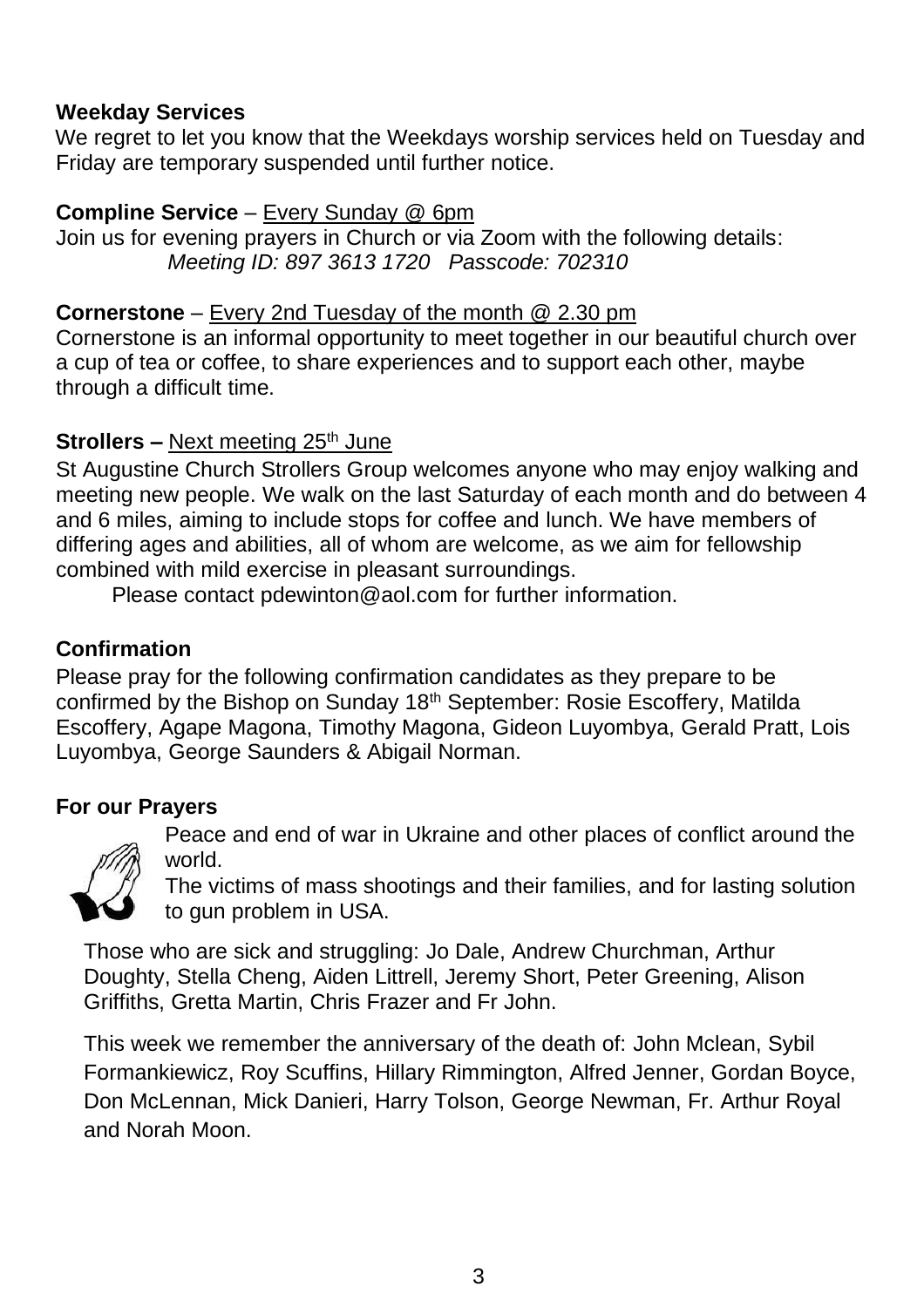**Weekday Services**

We regret to let you know that the Weekdays worship services held on Tuesday and Friday are temporary suspended until further notice.

**Compline Service** – Every Sunday @ 6pm

Join us for evening prayers in Church or via Zoom with the following details:

*Meeting ID: 897 3613 1720   Passcode: 702310*

**Cornerstone** – Every 2nd Tuesday of the month @ 2.30 pm

Cornerstone is an informal opportunity to meet together in our beautiful church over a cup of tea or coffee, to share experiences and to support each other, maybe through a difficult time.

**Strollers –** Next meeting 25th June

St Augustine Church Strollers Group welcomes anyone who may enjoy walking and meeting new people. We walk on the last Saturday of each month and do between 4 and 6 miles, aiming to include stops for coffee and lunch. We have members of differing ages and abilities, all of whom are welcome, as we aim for fellowship combined with mild exercise in pleasant surroundings.

Please contact pdewinton@aol.com for further information.

**Confirmation**

Please pray for the following confirmation candidates as they prepare to be confirmed by the Bishop on Sunday 18th September: Rosie Escoffery, Matilda Escoffery, Agape Magona, Timothy Magona, Gideon Luyombya, Gerald Pratt, Lois Luyombya, George Saunders & Abigail Norman.

**For our Prayers**

Peace and end of war in Ukraine and other places of conflict around the world.

The victims of mass shootings and their families, and for lasting solution to gun problem in USA.

Those who are sick and struggling: Jo Dale, Andrew Churchman, Arthur Doughty, Stella Cheng, Aiden Littrell, Jeremy Short, Peter Greening, Alison Griffiths, Gretta Martin, Chris Frazer and Fr John.

This week we remember the anniversary of the death of: John Mclean, Sybil Formankiewicz, Roy Scuffins, Hillary Rimmington, Alfred Jenner, Gordan Boyce, Don McLennan, Mick Danieri, Harry Tolson, George Newman, Fr. Arthur Royal and Norah Moon.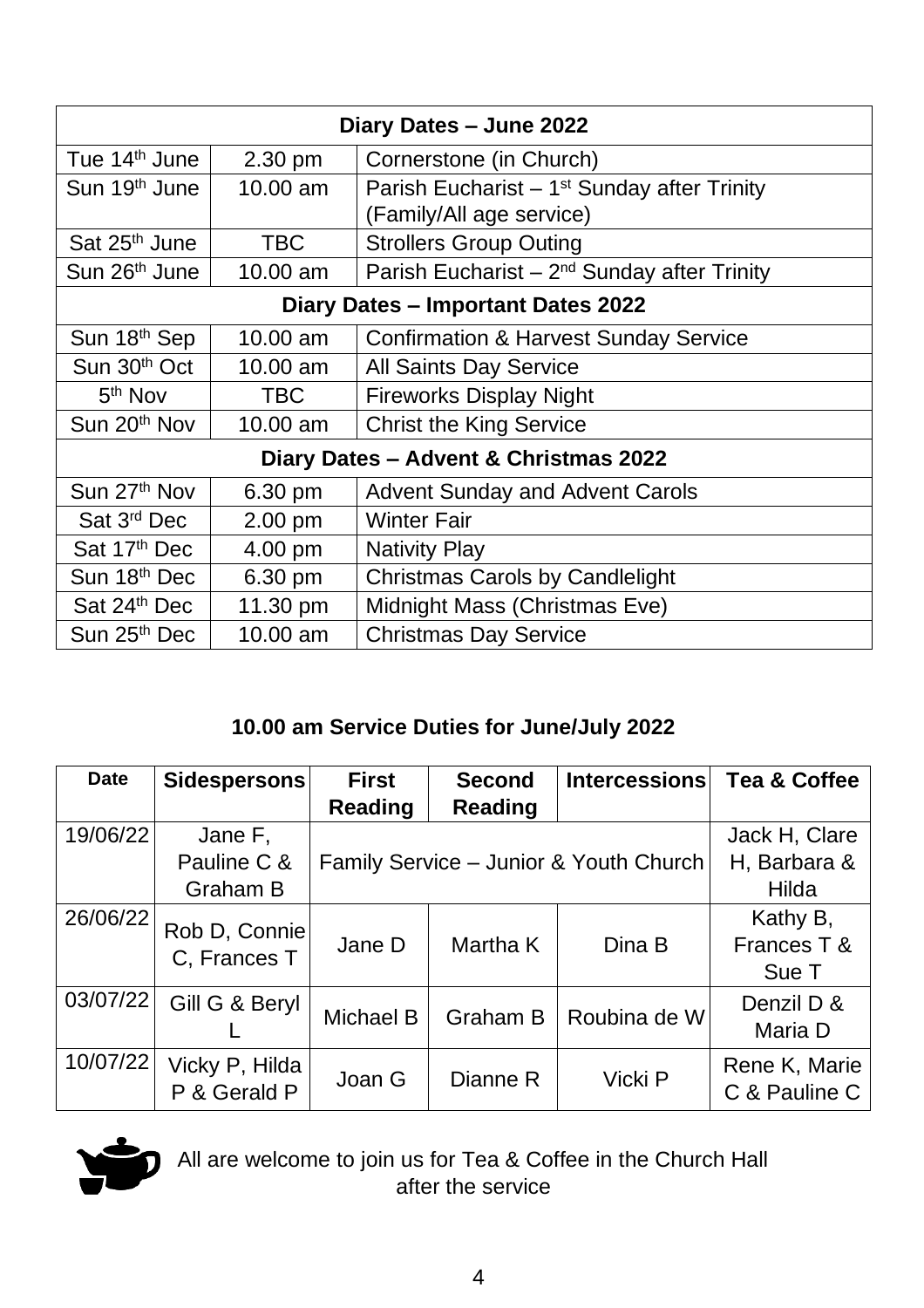| Diary Dates – June 2022 | | |
|---|---|---|
| Tue 14th June | 2.30 pm | Cornerstone (in Church) |
| Sun 19th June | 10.00 am | Parish Eucharist – 1st Sunday after Trinity (Family/All age service) |
| Sat 25th June | TBC | Strollers Group Outing |
| Sun 26th June | 10.00 am | Parish Eucharist – 2nd Sunday after Trinity |
| **Diary Dates – Important Dates 2022** | | |
| Sun 18th Sep | 10.00 am | Confirmation & Harvest Sunday Service |
| Sun 30th Oct | 10.00 am | All Saints Day Service |
| 5th Nov | TBC | Fireworks Display Night |
| Sun 20th Nov | 10.00 am | Christ the King Service |
| **Diary Dates – Advent & Christmas 2022** | | |
| Sun 27th Nov | 6.30 pm | Advent Sunday and Advent Carols |
| Sat 3rd Dec | 2.00 pm | Winter Fair |
| Sat 17th Dec | 4.00 pm | Nativity Play |
| Sun 18th Dec | 6.30 pm | Christmas Carols by Candlelight |
| Sat 24th Dec | 11.30 pm | Midnight Mass (Christmas Eve) |
| Sun 25th Dec | 10.00 am | Christmas Day Service |

## 10.00 am Service Duties for June/July 2022

| Date | Sidespersons | First Reading | Second Reading | Intercessions | Tea & Coffee |
|---|---|---|---|---|---|
| 19/06/22 | Jane F, Pauline C & Graham B | Family Service – Junior & Youth Church | | | Jack H, Clare H, Barbara & Hilda |
| 26/06/22 | Rob D, Connie C, Frances T | Jane D | Martha K | Dina B | Kathy B, Frances T & Sue T |
| 03/07/22 | Gill G & Beryl L | Michael B | Graham B | Roubina de W | Denzil D & Maria D |
| 10/07/22 | Vicky P, Hilda P & Gerald P | Joan G | Dianne R | Vicki P | Rene K, Marie C & Pauline C |

All are welcome to join us for Tea & Coffee in the Church Hall after the service